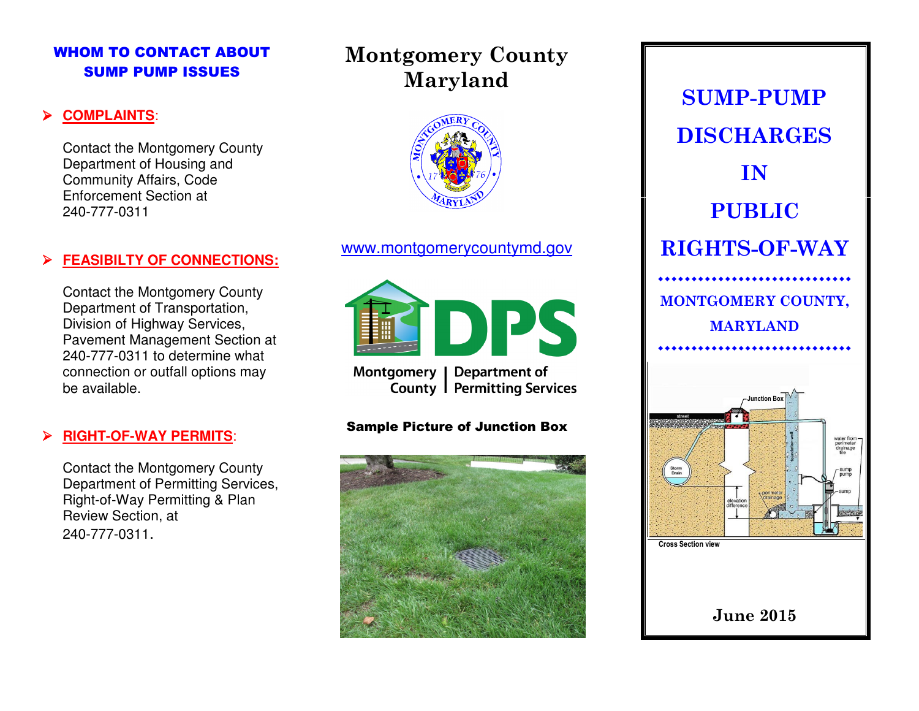## WHOM TO CONTACT ABOUT SUMP PUMP ISSUES

- **COMPLAINTS**:

  Contact the Montgomery County Department of Housing and Community Affairs, Code Enforcement Section at 240-777-0311

- **FEASIBILTY OF CONNECTIONS:**

  Contact the Montgomery County Department of Transportation, Division of Highway Services, Pavement Management Section at 240-777-0311 to determine what connection or outfall options may be available.

- **RIGHT-OF-WAY PERMITS**:

  Contact the Montgomery County Department of Permitting Services, Right-of-Way Permitting & Plan Review Section, at 240-777-0311.

# Montgomery County Maryland

www.montgomerycountymd.gov

Montgomery County | Department of Permitting Services

**Sample Picture of Junction Box**

# SUMP-PUMP DISCHARGES IN PUBLIC RIGHTS-OF-WAY

## MONTGOMERY COUNTY, MARYLAND

Cross Section view

June 2015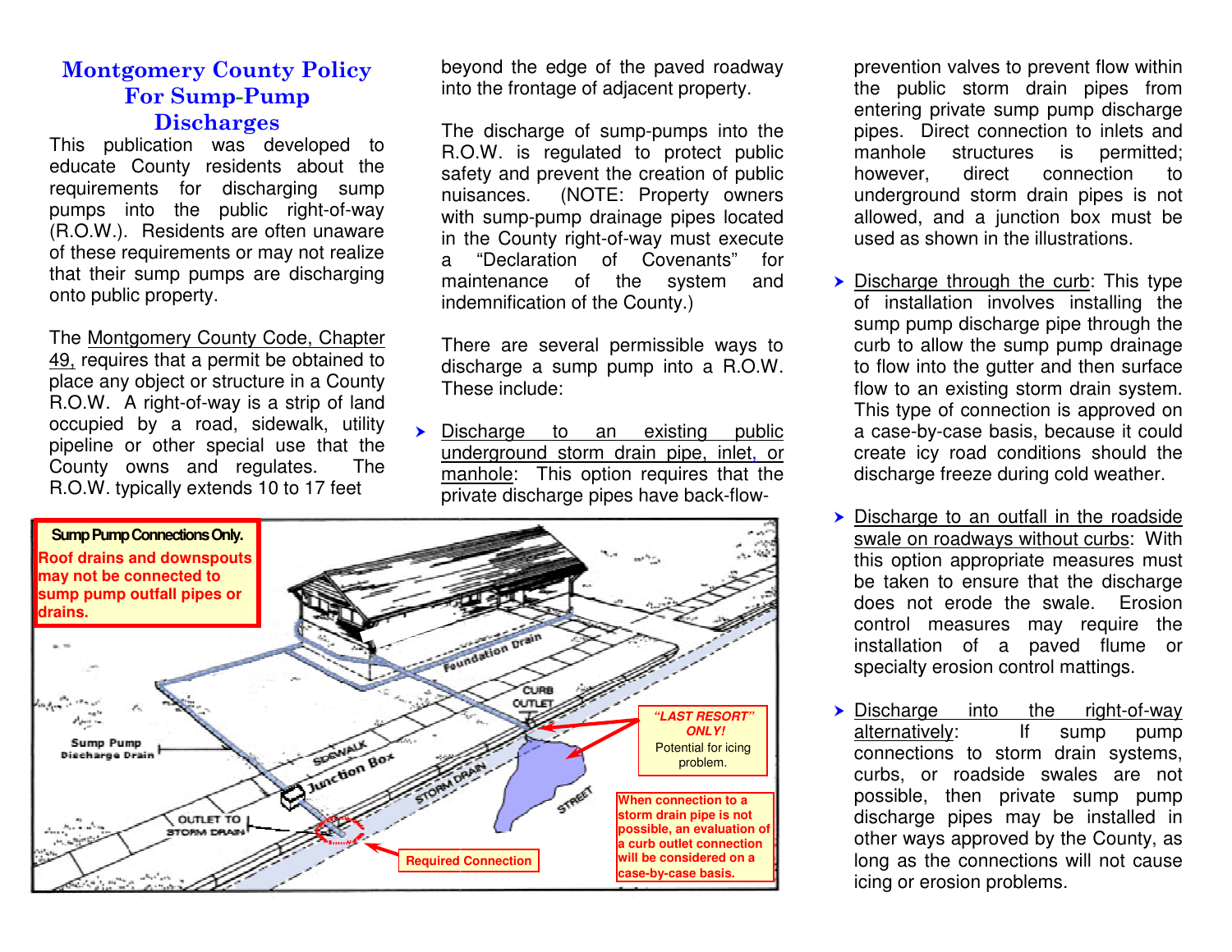# Montgomery County Policy For Sump-Pump Discharges

This publication was developed to educate County residents about the requirements for discharging sump pumps into the public right-of-way (R.O.W.). Residents are often unaware of these requirements or may not realize that their sump pumps are discharging onto public property.

The Montgomery County Code, Chapter 49, requires that a permit be obtained to place any object or structure in a County R.O.W. A right-of-way is a strip of land occupied by a road, sidewalk, utility pipeline or other special use that the County owns and regulates. The R.O.W. typically extends 10 to 17 feet beyond the edge of the paved roadway into the frontage of adjacent property.

The discharge of sump-pumps into the R.O.W. is regulated to protect public safety and prevent the creation of public nuisances. (NOTE: Property owners with sump-pump drainage pipes located in the County right-of-way must execute a "Declaration of Covenants" for maintenance of the system and indemnification of the County.)

There are several permissible ways to discharge a sump pump into a R.O.W. These include:

- Discharge to an existing public underground storm drain pipe, inlet, or manhole: This option requires that the private discharge pipes have back-flow-prevention valves to prevent flow within the public storm drain pipes from entering private sump pump discharge pipes. Direct connection to inlets and manhole structures is permitted; however, direct connection to underground storm drain pipes is not allowed, and a junction box must be used as shown in the illustrations.

- Discharge through the curb: This type of installation involves installing the sump pump discharge pipe through the curb to allow the sump pump drainage to flow into the gutter and then surface flow to an existing storm drain system. This type of connection is approved on a case-by-case basis, because it could create icy road conditions should the discharge freeze during cold weather.

- Discharge to an outfall in the roadside swale on roadways without curbs: With this option appropriate measures must be taken to ensure that the discharge does not erode the swale. Erosion control measures may require the installation of a paved flume or specialty erosion control mattings.

- Discharge into the right-of-way alternatively: If sump pump connections to storm drain systems, curbs, or roadside swales are not possible, then private sump pump discharge pipes may be installed in other ways approved by the County, as long as the connections will not cause icing or erosion problems.

**Sump Pump Connections Only.**
Roof drains and downspouts may not be connected to sump pump outfall pipes or drains.

Foundation Drain
Sump Pump Discharge Drain
Sidewalk
Junction Box
Outlet to Storm Drain
Curb Outlet
Storm Drain
Street

*"LAST RESORT" ONLY!*
Potential for icing problem.

Required Connection

When connection to a storm drain pipe is not possible, an evaluation of a curb outlet connection will be considered on a case-by-case basis.